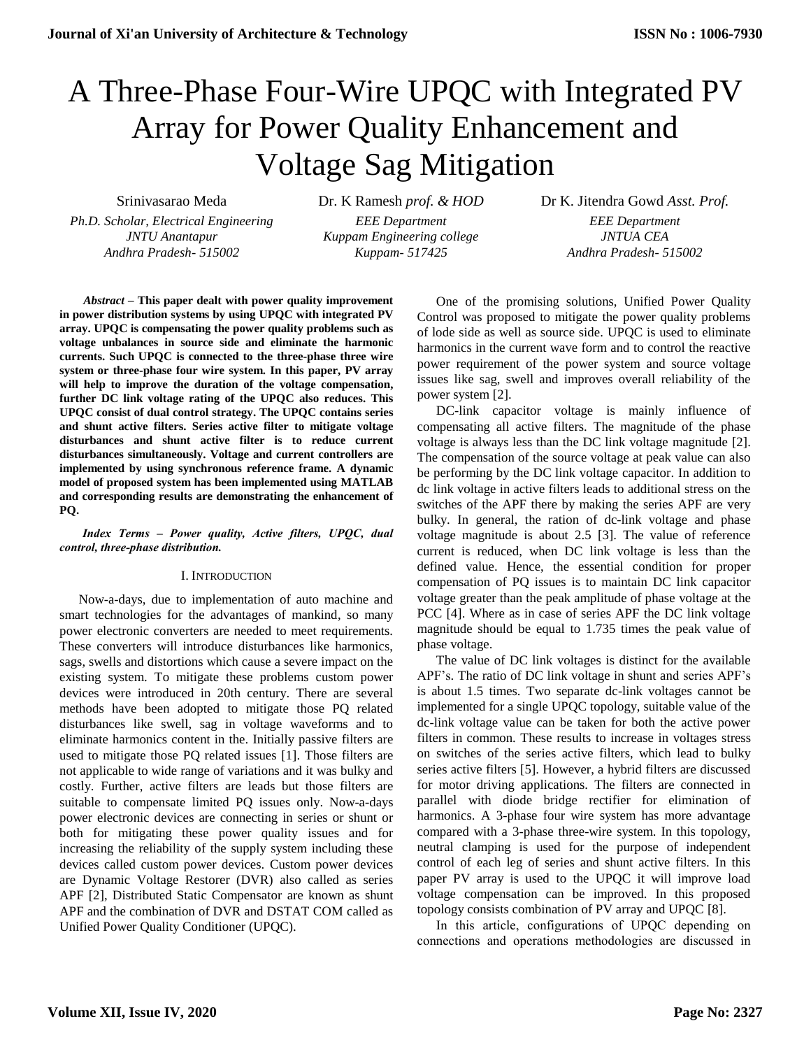# A Three-Phase Four-Wire UPQC with Integrated PV Array for Power Quality Enhancement and Voltage Sag Mitigation

Srinivasarao Meda
*Ph.D. Scholar, Electrical Engineering*
*JNTU Anantapur*
*Andhra Pradesh- 515002*

Dr. K Ramesh *prof. & HOD*
*EEE Department*
*Kuppam Engineering college*
*Kuppam- 517425*

Dr K. Jitendra Gowd *Asst. Prof.*
*EEE Department*
*JNTUA CEA*
*Andhra Pradesh- 515002*

***Abstract* – This paper dealt with power quality improvement in power distribution systems by using UPQC with integrated PV array. UPQC is compensating the power quality problems such as voltage unbalances in source side and eliminate the harmonic currents. Such UPQC is connected to the three-phase three wire system or three-phase four wire system. In this paper, PV array will help to improve the duration of the voltage compensation, further DC link voltage rating of the UPQC also reduces. This UPQC consist of dual control strategy. The UPQC contains series and shunt active filters. Series active filter to mitigate voltage disturbances and shunt active filter is to reduce current disturbances simultaneously. Voltage and current controllers are implemented by using synchronous reference frame. A dynamic model of proposed system has been implemented using MATLAB and corresponding results are demonstrating the enhancement of PQ.**

***Index Terms – Power quality, Active filters, UPQC, dual control, three-phase distribution.***

## I. Introduction

Now-a-days, due to implementation of auto machine and smart technologies for the advantages of mankind, so many power electronic converters are needed to meet requirements. These converters will introduce disturbances like harmonics, sags, swells and distortions which cause a severe impact on the existing system. To mitigate these problems custom power devices were introduced in 20th century. There are several methods have been adopted to mitigate those PQ related disturbances like swell, sag in voltage waveforms and to eliminate harmonics content in the. Initially passive filters are used to mitigate those PQ related issues [1]. Those filters are not applicable to wide range of variations and it was bulky and costly. Further, active filters are leads but those filters are suitable to compensate limited PQ issues only. Now-a-days power electronic devices are connecting in series or shunt or both for mitigating these power quality issues and for increasing the reliability of the supply system including these devices called custom power devices. Custom power devices are Dynamic Voltage Restorer (DVR) also called as series APF [2], Distributed Static Compensator are known as shunt APF and the combination of DVR and DSTAT COM called as Unified Power Quality Conditioner (UPQC).

One of the promising solutions, Unified Power Quality Control was proposed to mitigate the power quality problems of lode side as well as source side. UPQC is used to eliminate harmonics in the current wave form and to control the reactive power requirement of the power system and source voltage issues like sag, swell and improves overall reliability of the power system [2].

DC-link capacitor voltage is mainly influence of compensating all active filters. The magnitude of the phase voltage is always less than the DC link voltage magnitude [2]. The compensation of the source voltage at peak value can also be performing by the DC link voltage capacitor. In addition to dc link voltage in active filters leads to additional stress on the switches of the APF there by making the series APF are very bulky. In general, the ration of dc-link voltage and phase voltage magnitude is about 2.5 [3]. The value of reference current is reduced, when DC link voltage is less than the defined value. Hence, the essential condition for proper compensation of PQ issues is to maintain DC link capacitor voltage greater than the peak amplitude of phase voltage at the PCC [4]. Where as in case of series APF the DC link voltage magnitude should be equal to 1.735 times the peak value of phase voltage.

The value of DC link voltages is distinct for the available APF's. The ratio of DC link voltage in shunt and series APF's is about 1.5 times. Two separate dc-link voltages cannot be implemented for a single UPQC topology, suitable value of the dc-link voltage value can be taken for both the active power filters in common. These results to increase in voltages stress on switches of the series active filters, which lead to bulky series active filters [5]. However, a hybrid filters are discussed for motor driving applications. The filters are connected in parallel with diode bridge rectifier for elimination of harmonics. A 3-phase four wire system has more advantage compared with a 3-phase three-wire system. In this topology, neutral clamping is used for the purpose of independent control of each leg of series and shunt active filters. In this paper PV array is used to the UPQC it will improve load voltage compensation can be improved. In this proposed topology consists combination of PV array and UPQC [8].

In this article, configurations of UPQC depending on connections and operations methodologies are discussed in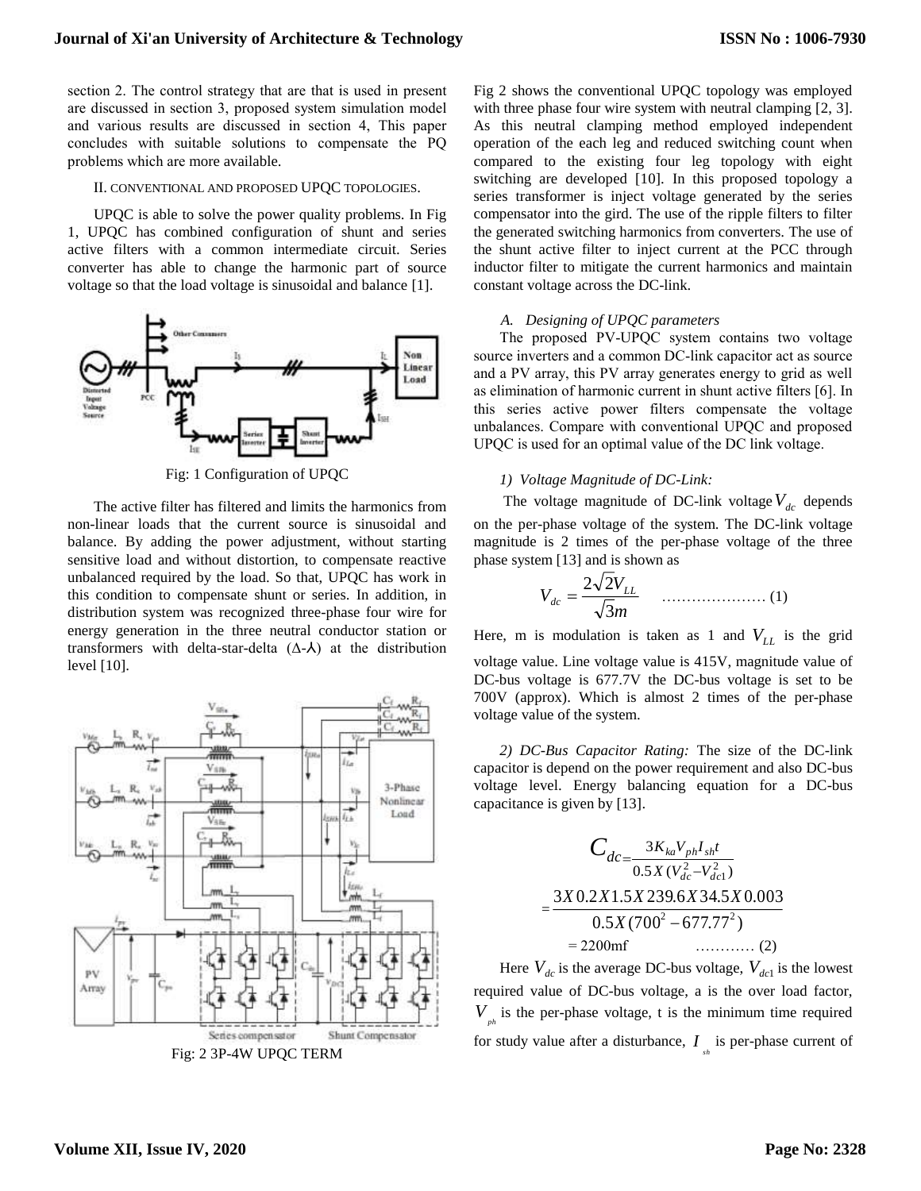section 2. The control strategy that are that is used in present are discussed in section 3, proposed system simulation model and various results are discussed in section 4, This paper concludes with suitable solutions to compensate the PQ problems which are more available.

## II. CONVENTIONAL AND PROPOSED UPQC TOPOLOGIES.

UPQC is able to solve the power quality problems. In Fig 1, UPQC has combined configuration of shunt and series active filters with a common intermediate circuit. Series converter has able to change the harmonic part of source voltage so that the load voltage is sinusoidal and balance [1].

Fig: 1 Configuration of UPQC

The active filter has filtered and limits the harmonics from non-linear loads that the current source is sinusoidal and balance. By adding the power adjustment, without starting sensitive load and without distortion, to compensate reactive unbalanced required by the load. So that, UPQC has work in this condition to compensate shunt or series. In addition, in distribution system was recognized three-phase four wire for energy generation in the three neutral conductor station or transformers with delta-star-delta (Δ-⅄) at the distribution level [10].

Fig: 2 3P-4W UPQC TERM

Fig 2 shows the conventional UPQC topology was employed with three phase four wire system with neutral clamping [2, 3]. As this neutral clamping method employed independent operation of the each leg and reduced switching count when compared to the existing four leg topology with eight switching are developed [10]. In this proposed topology a series transformer is inject voltage generated by the series compensator into the gird. The use of the ripple filters to filter the generated switching harmonics from converters. The use of the shunt active filter to inject current at the PCC through inductor filter to mitigate the current harmonics and maintain constant voltage across the DC-link.

### *A. Designing of UPQC parameters*

The proposed PV-UPQC system contains two voltage source inverters and a common DC-link capacitor act as source and a PV array, this PV array generates energy to grid as well as elimination of harmonic current in shunt active filters [6]. In this series active power filters compensate the voltage unbalances. Compare with conventional UPQC and proposed UPQC is used for an optimal value of the DC link voltage.

#### *1) Voltage Magnitude of DC-Link:*

The voltage magnitude of DC-link voltage $V_{dc}$ depends on the per-phase voltage of the system. The DC-link voltage magnitude is 2 times of the per-phase voltage of the three phase system [13] and is shown as

$$V_{dc} = \frac{2\sqrt{2}V_{LL}}{\sqrt{3}m} \quad \text{………………… (1)}$$

Here, m is modulation is taken as 1 and $V_{LL}$ is the grid voltage value. Line voltage value is 415V, magnitude value of DC-bus voltage is 677.7V the DC-bus voltage is set to be 700V (approx). Which is almost 2 times of the per-phase voltage value of the system.

*2) DC-Bus Capacitor Rating:* The size of the DC-link capacitor is depend on the power requirement and also DC-bus voltage level. Energy balancing equation for a DC-bus capacitance is given by [13].

$$C_{dc} = \frac{3K_{ka}V_{ph}I_{sh}t}{0.5X(V_{dc}^2 - V_{dc1}^2)}$$

$$= \frac{3X\,0.2X\,1.5X\,239.6X\,34.5X\,0.003}{0.5X(700^2 - 677.77^2)}$$

$$= 2200\text{mf} \quad \text{………… (2)}$$

Here $V_{dc}$ is the average DC-bus voltage, $V_{dc1}$ is the lowest required value of DC-bus voltage, a is the over load factor, $V_{ph}$ is the per-phase voltage, t is the minimum time required for study value after a disturbance, $I_{sh}$ is per-phase current of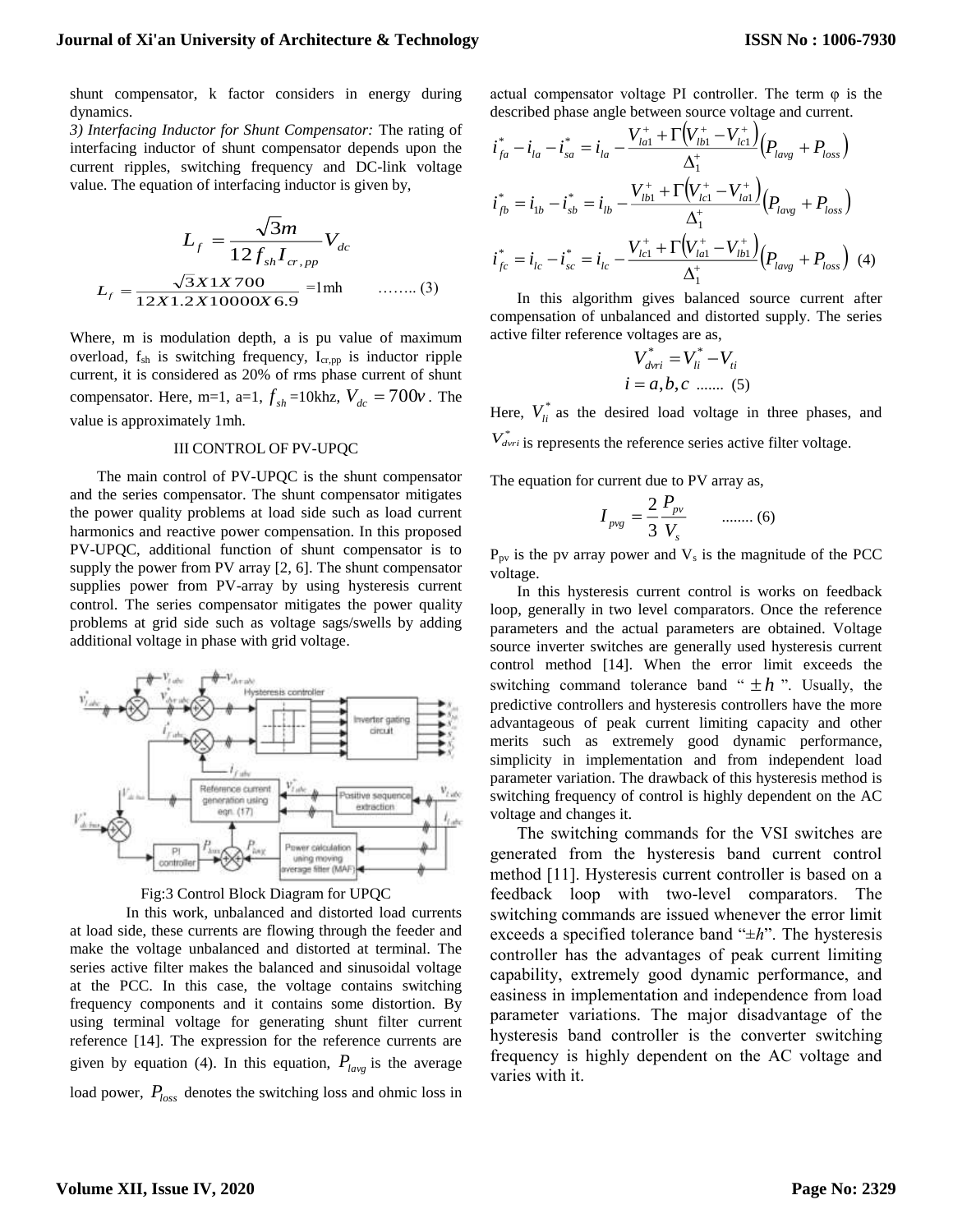shunt compensator, k factor considers in energy during dynamics.

*3) Interfacing Inductor for Shunt Compensator:* The rating of interfacing inductor of shunt compensator depends upon the current ripples, switching frequency and DC-link voltage value. The equation of interfacing inductor is given by,

$$L_f = \frac{\sqrt{3}m}{12 f_{sh} I_{cr,pp}} V_{dc}$$

$$L_f = \frac{\sqrt{3}X1X700}{12X1.2X10000X6.9} = 1\text{mh} \quad \text{........ (3)}$$

Where, m is modulation depth, a is pu value of maximum overload, $f_{sh}$ is switching frequency, $I_{cr,pp}$ is inductor ripple current, it is considered as 20% of rms phase current of shunt compensator. Here, m=1, a=1, $f_{sh}$ =10khz, $V_{dc} = 700v$. The value is approximately 1mh.

## III CONTROL OF PV-UPQC

The main control of PV-UPQC is the shunt compensator and the series compensator. The shunt compensator mitigates the power quality problems at load side such as load current harmonics and reactive power compensation. In this proposed PV-UPQC, additional function of shunt compensator is to supply the power from PV array [2, 6]. The shunt compensator supplies power from PV-array by using hysteresis current control. The series compensator mitigates the power quality problems at grid side such as voltage sags/swells by adding additional voltage in phase with grid voltage.

Fig:3 Control Block Diagram for UPQC

In this work, unbalanced and distorted load currents at load side, these currents are flowing through the feeder and make the voltage unbalanced and distorted at terminal. The series active filter makes the balanced and sinusoidal voltage at the PCC. In this case, the voltage contains switching frequency components and it contains some distortion. By using terminal voltage for generating shunt filter current reference [14]. The expression for the reference currents are given by equation (4). In this equation, $P_{lavg}$ is the average load power, $P_{loss}$ denotes the switching loss and ohmic loss in actual compensator voltage PI controller. The term φ is the described phase angle between source voltage and current.

$$i_{fa}^* - i_{la} - i_{sa}^* = i_{la} - \frac{V_{la1}^+ + \Gamma\left(V_{lb1}^+ - V_{lc1}^+\right)}{\Delta_1^+}\left(P_{lavg} + P_{loss}\right)$$

$$i_{fb}^* = i_{1b} - i_{sb}^* = i_{lb} - \frac{V_{lb1}^+ + \Gamma\left(V_{lc1}^+ - V_{la1}^+\right)}{\Delta_1^+}\left(P_{lavg} + P_{loss}\right)$$

$$i_{fc}^* = i_{lc} - i_{sc}^* = i_{lc} - \frac{V_{lc1}^+ + \Gamma\left(V_{la1}^+ - V_{lb1}^+\right)}{\Delta_1^+}\left(P_{lavg} + P_{loss}\right) \quad (4)$$

In this algorithm gives balanced source current after compensation of unbalanced and distorted supply. The series active filter reference voltages are as,

$$V_{dvri}^* = V_{li}^* - V_{ti}$$
$$i = a, b, c \ \text{.......} \ (5)$$

Here, $V_{li}^*$ as the desired load voltage in three phases, and $V_{dvri}^*$ is represents the reference series active filter voltage.

The equation for current due to PV array as,

$$I_{pvg} = \frac{2}{3}\frac{P_{pv}}{V_s} \quad \text{........ (6)}$$

$P_{pv}$ is the pv array power and $V_s$ is the magnitude of the PCC voltage.

In this hysteresis current control is works on feedback loop, generally in two level comparators. Once the reference parameters and the actual parameters are obtained. Voltage source inverter switches are generally used hysteresis current control method [14]. When the error limit exceeds the switching command tolerance band "$\pm h$". Usually, the predictive controllers and hysteresis controllers have the more advantageous of peak current limiting capacity and other merits such as extremely good dynamic performance, simplicity in implementation and from independent load parameter variation. The drawback of this hysteresis method is switching frequency of control is highly dependent on the AC voltage and changes it.

The switching commands for the VSI switches are generated from the hysteresis band current control method [11]. Hysteresis current controller is based on a feedback loop with two-level comparators. The switching commands are issued whenever the error limit exceeds a specified tolerance band "±*h*". The hysteresis controller has the advantages of peak current limiting capability, extremely good dynamic performance, and easiness in implementation and independence from load parameter variations. The major disadvantage of the hysteresis band controller is the converter switching frequency is highly dependent on the AC voltage and varies with it.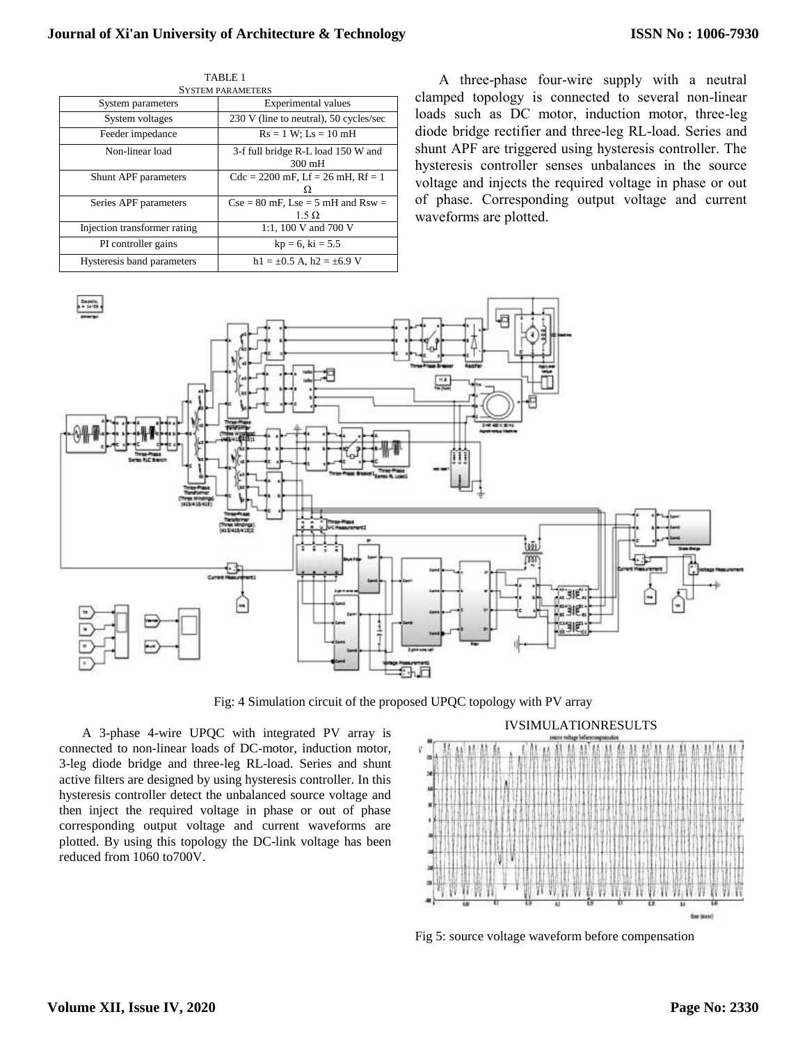TABLE 1
SYSTEM PARAMETERS

| System parameters | Experimental values |
|---|---|
| System voltages | 230 V (line to neutral), 50 cycles/sec |
| Feeder impedance | Rs = 1 W; Ls = 10 mH |
| Non-linear load | 3-f full bridge R-L load 150 W and 300 mH |
| Shunt APF parameters | Cdc = 2200 mF, Lf = 26 mH, Rf = 1 Ω |
| Series APF parameters | Cse = 80 mF, Lse = 5 mH and Rsw = 1.5 Ω |
| Injection transformer rating | 1:1, 100 V and 700 V |
| PI controller gains | kp = 6, ki = 5.5 |
| Hysteresis band parameters | h1 = ±0.5 A, h2 = ±6.9 V |

A three-phase four-wire supply with a neutral clamped topology is connected to several non-linear loads such as DC motor, induction motor, three-leg diode bridge rectifier and three-leg RL-load. Series and shunt APF are triggered using hysteresis controller. The hysteresis controller senses unbalances in the source voltage and injects the required voltage in phase or out of phase. Corresponding output voltage and current waveforms are plotted.

Fig: 4 Simulation circuit of the proposed UPQC topology with PV array

A 3-phase 4-wire UPQC with integrated PV array is connected to non-linear loads of DC-motor, induction motor, 3-leg diode bridge and three-leg RL-load. Series and shunt active filters are designed by using hysteresis controller. In this hysteresis controller detect the unbalanced source voltage and then inject the required voltage in phase or out of phase corresponding output voltage and current waveforms are plotted. By using this topology the DC-link voltage has been reduced from 1060 to700V.

## IVSIMULATIONRESULTS

Fig 5: source voltage waveform before compensation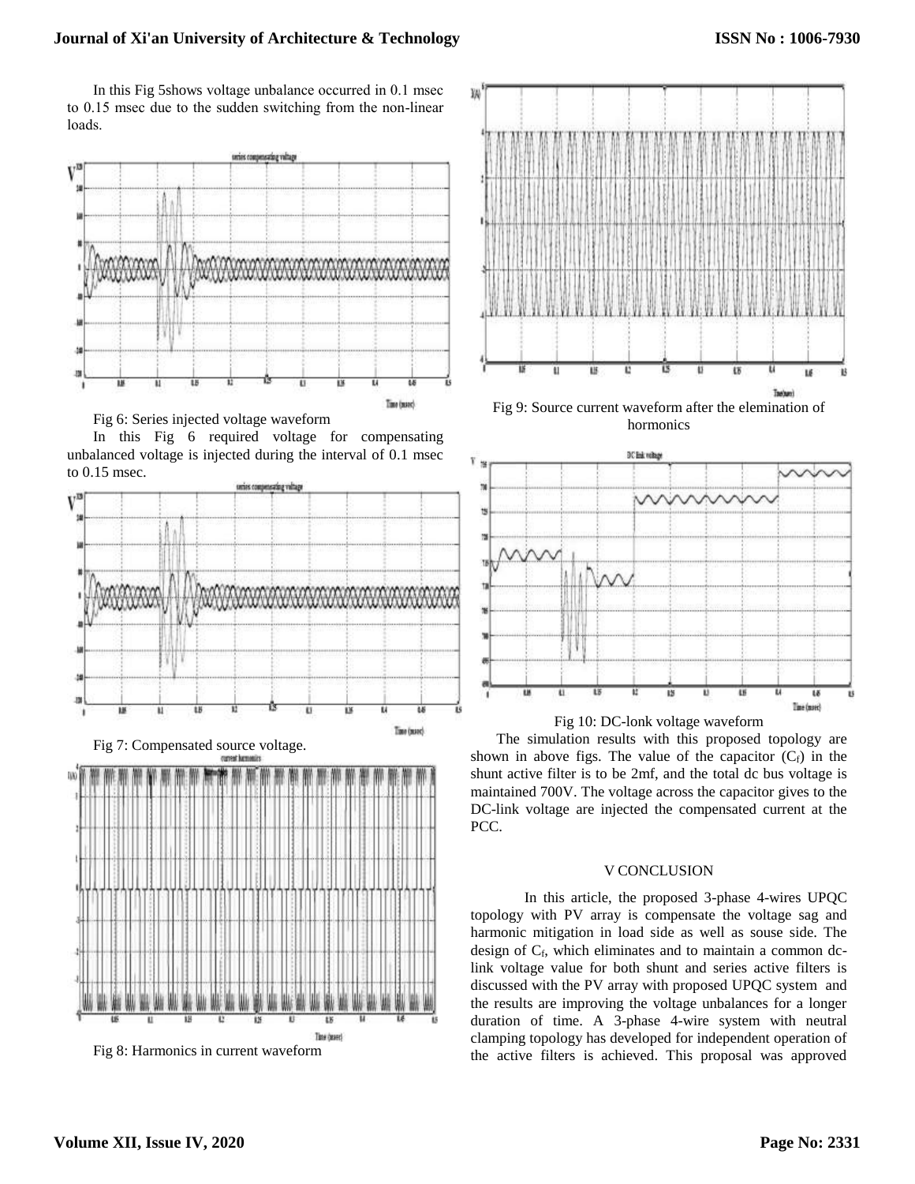In this Fig 5shows voltage unbalance occurred in 0.1 msec to 0.15 msec due to the sudden switching from the non-linear loads.

Fig 6: Series injected voltage waveform

In this Fig 6 required voltage for compensating unbalanced voltage is injected during the interval of 0.1 msec to 0.15 msec.

Fig 7: Compensated source voltage.

Fig 8: Harmonics in current waveform

Fig 9: Source current waveform after the elemination of hormonics

Fig 10: DC-lonk voltage waveform

The simulation results with this proposed topology are shown in above figs. The value of the capacitor ($C_f$) in the shunt active filter is to be 2mf, and the total dc bus voltage is maintained 700V. The voltage across the capacitor gives to the DC-link voltage are injected the compensated current at the PCC.

## V CONCLUSION

In this article, the proposed 3-phase 4-wires UPQC topology with PV array is compensate the voltage sag and harmonic mitigation in load side as well as souse side. The design of $C_f$, which eliminates and to maintain a common dc-link voltage value for both shunt and series active filters is discussed with the PV array with proposed UPQC system and the results are improving the voltage unbalances for a longer duration of time. A 3-phase 4-wire system with neutral clamping topology has developed for independent operation of the active filters is achieved. This proposal was approved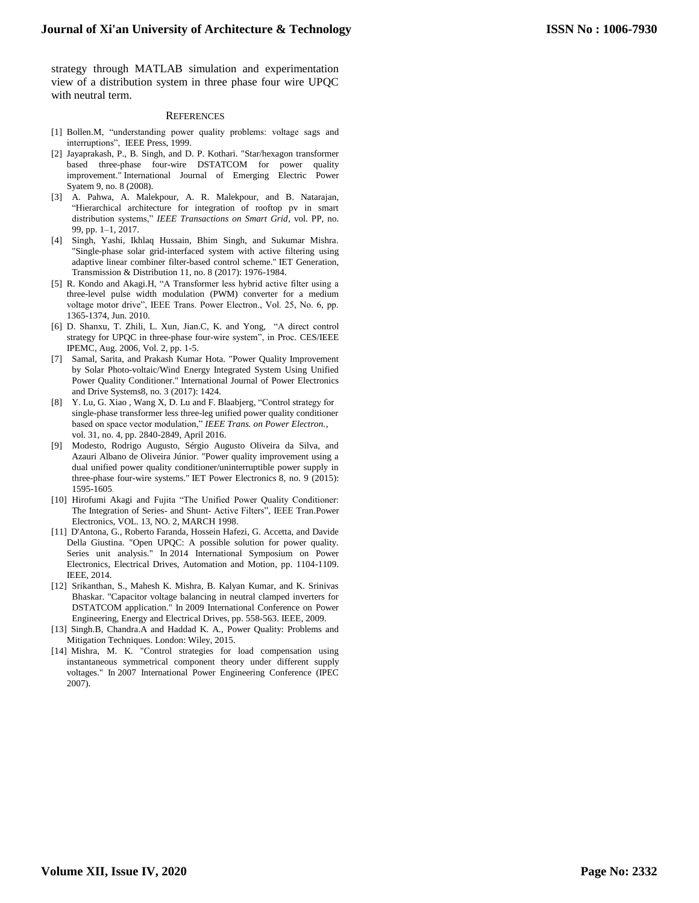strategy through MATLAB simulation and experimentation view of a distribution system in three phase four wire UPQC with neutral term.

## REFERENCES

[1] Bollen.M, “understanding power quality problems: voltage sags and interruptions”, IEEE Press, 1999.

[2] Jayaprakash, P., B. Singh, and D. P. Kothari. "Star/hexagon transformer based three-phase four-wire DSTATCOM for power quality improvement." International Journal of Emerging Electric Power Syatem 9, no. 8 (2008).

[3] A. Pahwa, A. Malekpour, A. R. Malekpour, and B. Natarajan, “Hierarchical architecture for integration of rooftop pv in smart distribution systems,” *IEEE Transactions on Smart Grid*, vol. PP, no. 99, pp. 1–1, 2017.

[4] Singh, Yashi, Ikhlaq Hussain, Bhim Singh, and Sukumar Mishra. "Single-phase solar grid-interfaced system with active filtering using adaptive linear combiner filter-based control scheme." IET Generation, Transmission & Distribution 11, no. 8 (2017): 1976-1984.

[5] R. Kondo and Akagi.H, “A Transformer less hybrid active filter using a three-level pulse width modulation (PWM) converter for a medium voltage motor drive”, IEEE Trans. Power Electron., Vol. 25, No. 6, pp. 1365-1374, Jun. 2010.

[6] D. Shanxu, T. Zhili, L. Xun, Jian.C, K. and Yong, “A direct control strategy for UPQC in three-phase four-wire system”, in Proc. CES/IEEE IPEMC, Aug. 2006, Vol. 2, pp. 1-5.

[7] Samal, Sarita, and Prakash Kumar Hota. "Power Quality Improvement by Solar Photo-voltaic/Wind Energy Integrated System Using Unified Power Quality Conditioner." International Journal of Power Electronics and Drive Systems8, no. 3 (2017): 1424.

[8] Y. Lu, G. Xiao , Wang X, D. Lu and F. Blaabjerg, “Control strategy for single-phase transformer less three-leg unified power quality conditioner based on space vector modulation,” *IEEE Trans. on Power Electron.*, vol. 31, no. 4, pp. 2840-2849, April 2016.

[9] Modesto, Rodrigo Augusto, Sérgio Augusto Oliveira da Silva, and Azauri Albano de Oliveira Júnior. "Power quality improvement using a dual unified power quality conditioner/uninterruptible power supply in three-phase four-wire systems." IET Power Electronics 8, no. 9 (2015): 1595-1605.

[10] Hirofumi Akagi and Fujita “The Unified Power Quality Conditioner: The Integration of Series- and Shunt- Active Filters”, IEEE Tran.Power Electronics, VOL. 13, NO. 2, MARCH 1998.

[11] D'Antona, G., Roberto Faranda, Hossein Hafezi, G. Accetta, and Davide Della Giustina. "Open UPQC: A possible solution for power quality. Series unit analysis." In 2014 International Symposium on Power Electronics, Electrical Drives, Automation and Motion, pp. 1104-1109. IEEE, 2014.

[12] Srikanthan, S., Mahesh K. Mishra, B. Kalyan Kumar, and K. Srinivas Bhaskar. "Capacitor voltage balancing in neutral clamped inverters for DSTATCOM application." In 2009 International Conference on Power Engineering, Energy and Electrical Drives, pp. 558-563. IEEE, 2009.

[13] Singh.B, Chandra.A and Haddad K. A., Power Quality: Problems and Mitigation Techniques. London: Wiley, 2015.

[14] Mishra, M. K. "Control strategies for load compensation using instantaneous symmetrical component theory under different supply voltages." In 2007 International Power Engineering Conference (IPEC 2007).